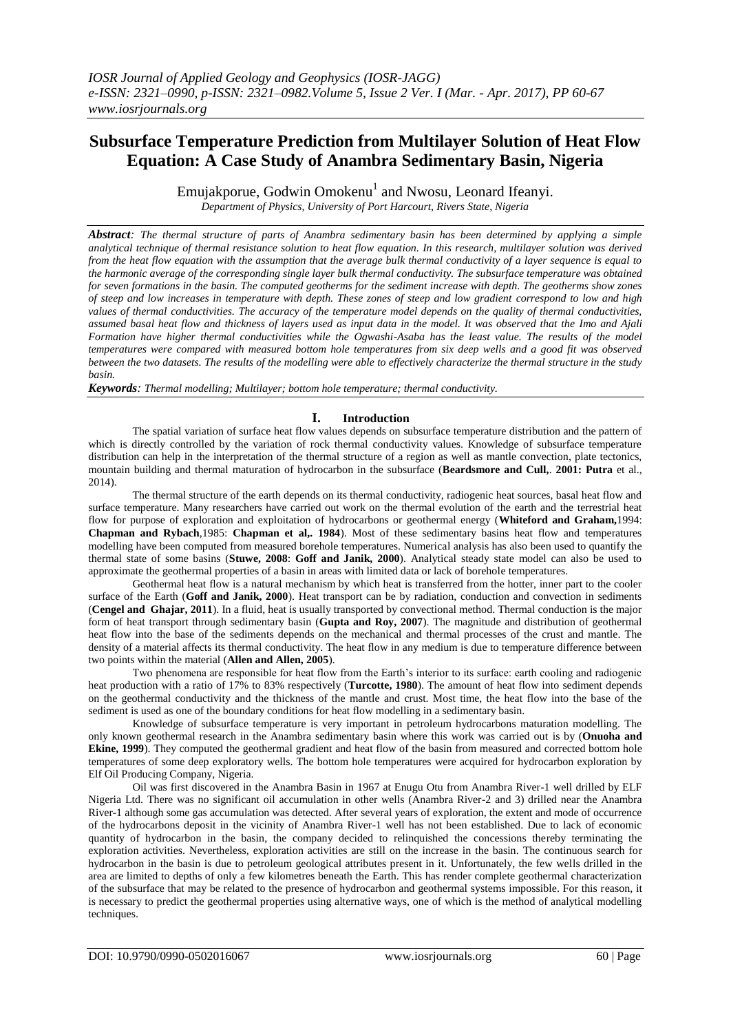# Subsurface Temperature Prediction from Multilayer Solution of Heat Flow Equation: A Case Study of Anambra Sedimentary Basin, Nigeria

Emujakporue, Godwin Omokenu[1] and Nwosu, Leonard Ifeanyi.

*Department of Physics, University of Port Harcourt, Rivers State, Nigeria*

***Abstract**: The thermal structure of parts of Anambra sedimentary basin has been determined by applying a simple analytical technique of thermal resistance solution to heat flow equation. In this research, multilayer solution was derived from the heat flow equation with the assumption that the average bulk thermal conductivity of a layer sequence is equal to the harmonic average of the corresponding single layer bulk thermal conductivity. The subsurface temperature was obtained for seven formations in the basin. The computed geotherms for the sediment increase with depth. The geotherms show zones of steep and low increases in temperature with depth. These zones of steep and low gradient correspond to low and high values of thermal conductivities. The accuracy of the temperature model depends on the quality of thermal conductivities, assumed basal heat flow and thickness of layers used as input data in the model. It was observed that the Imo and Ajali Formation have higher thermal conductivities while the Ogwashi-Asaba has the least value. The results of the model temperatures were compared with measured bottom hole temperatures from six deep wells and a good fit was observed between the two datasets. The results of the modelling were able to effectively characterize the thermal structure in the study basin.*

***Keywords**: Thermal modelling; Multilayer; bottom hole temperature; thermal conductivity.*

## I. Introduction

The spatial variation of surface heat flow values depends on subsurface temperature distribution and the pattern of which is directly controlled by the variation of rock thermal conductivity values. Knowledge of subsurface temperature distribution can help in the interpretation of the thermal structure of a region as well as mantle convection, plate tectonics, mountain building and thermal maturation of hydrocarbon in the subsurface (**Beardsmore and Cull,. 2001: Putra** et al., 2014).

The thermal structure of the earth depends on its thermal conductivity, radiogenic heat sources, basal heat flow and surface temperature. Many researchers have carried out work on the thermal evolution of the earth and the terrestrial heat flow for purpose of exploration and exploitation of hydrocarbons or geothermal energy (**Whiteford and Graham,**1994: **Chapman and Rybach**,1985: **Chapman et al,. 1984**). Most of these sedimentary basins heat flow and temperatures modelling have been computed from measured borehole temperatures. Numerical analysis has also been used to quantify the thermal state of some basins (**Stuwe, 2008**: **Goff and Janik, 2000**). Analytical steady state model can also be used to approximate the geothermal properties of a basin in areas with limited data or lack of borehole temperatures.

Geothermal heat flow is a natural mechanism by which heat is transferred from the hotter, inner part to the cooler surface of the Earth (**Goff and Janik, 2000**). Heat transport can be by radiation, conduction and convection in sediments (**Cengel and Ghajar, 2011**). In a fluid, heat is usually transported by convectional method. Thermal conduction is the major form of heat transport through sedimentary basin (**Gupta and Roy, 2007**). The magnitude and distribution of geothermal heat flow into the base of the sediments depends on the mechanical and thermal processes of the crust and mantle. The density of a material affects its thermal conductivity. The heat flow in any medium is due to temperature difference between two points within the material (**Allen and Allen, 2005**).

Two phenomena are responsible for heat flow from the Earth's interior to its surface: earth cooling and radiogenic heat production with a ratio of 17% to 83% respectively (**Turcotte, 1980**). The amount of heat flow into sediment depends on the geothermal conductivity and the thickness of the mantle and crust. Most time, the heat flow into the base of the sediment is used as one of the boundary conditions for heat flow modelling in a sedimentary basin.

Knowledge of subsurface temperature is very important in petroleum hydrocarbons maturation modelling. The only known geothermal research in the Anambra sedimentary basin where this work was carried out is by (**Onuoha and Ekine, 1999**). They computed the geothermal gradient and heat flow of the basin from measured and corrected bottom hole temperatures of some deep exploratory wells. The bottom hole temperatures were acquired for hydrocarbon exploration by Elf Oil Producing Company, Nigeria.

Oil was first discovered in the Anambra Basin in 1967 at Enugu Otu from Anambra River-1 well drilled by ELF Nigeria Ltd. There was no significant oil accumulation in other wells (Anambra River-2 and 3) drilled near the Anambra River-1 although some gas accumulation was detected. After several years of exploration, the extent and mode of occurrence of the hydrocarbons deposit in the vicinity of Anambra River-1 well has not been established. Due to lack of economic quantity of hydrocarbon in the basin, the company decided to relinquished the concessions thereby terminating the exploration activities. Nevertheless, exploration activities are still on the increase in the basin. The continuous search for hydrocarbon in the basin is due to petroleum geological attributes present in it. Unfortunately, the few wells drilled in the area are limited to depths of only a few kilometres beneath the Earth. This has render complete geothermal characterization of the subsurface that may be related to the presence of hydrocarbon and geothermal systems impossible. For this reason, it is necessary to predict the geothermal properties using alternative ways, one of which is the method of analytical modelling techniques.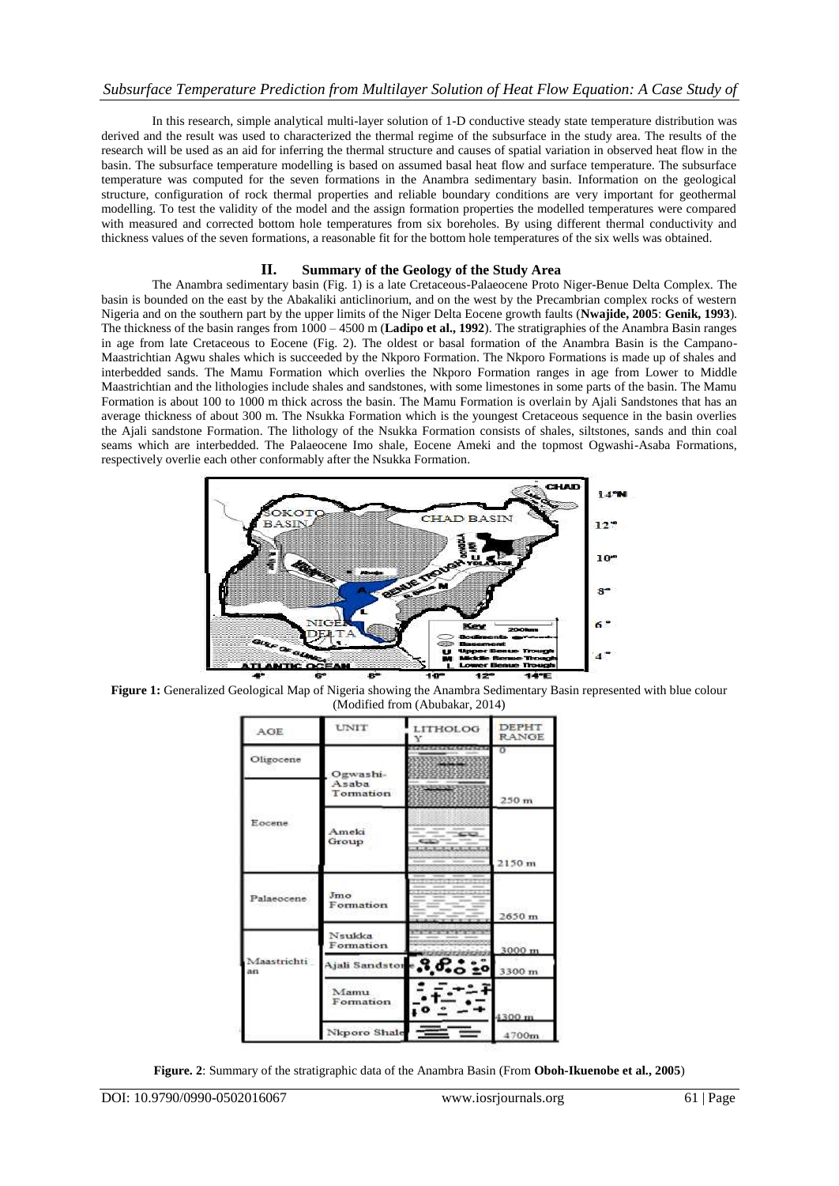In this research, simple analytical multi-layer solution of 1-D conductive steady state temperature distribution was derived and the result was used to characterized the thermal regime of the subsurface in the study area. The results of the research will be used as an aid for inferring the thermal structure and causes of spatial variation in observed heat flow in the basin. The subsurface temperature modelling is based on assumed basal heat flow and surface temperature. The subsurface temperature was computed for the seven formations in the Anambra sedimentary basin. Information on the geological structure, configuration of rock thermal properties and reliable boundary conditions are very important for geothermal modelling. To test the validity of the model and the assign formation properties the modelled temperatures were compared with measured and corrected bottom hole temperatures from six boreholes. By using different thermal conductivity and thickness values of the seven formations, a reasonable fit for the bottom hole temperatures of the six wells was obtained.

## II. Summary of the Geology of the Study Area

The Anambra sedimentary basin (Fig. 1) is a late Cretaceous-Palaeocene Proto Niger-Benue Delta Complex. The basin is bounded on the east by the Abakaliki anticlinorium, and on the west by the Precambrian complex rocks of western Nigeria and on the southern part by the upper limits of the Niger Delta Eocene growth faults (**Nwajide, 2005**: **Genik, 1993**). The thickness of the basin ranges from 1000 – 4500 m (**Ladipo et al., 1992**). The stratigraphies of the Anambra Basin ranges in age from late Cretaceous to Eocene (Fig. 2). The oldest or basal formation of the Anambra Basin is the Campano-Maastrichtian Agwu shales which is succeeded by the Nkporo Formation. The Nkporo Formations is made up of shales and interbedded sands. The Mamu Formation which overlies the Nkporo Formation ranges in age from Lower to Middle Maastrichtian and the lithologies include shales and sandstones, with some limestones in some parts of the basin. The Mamu Formation is about 100 to 1000 m thick across the basin. The Mamu Formation is overlain by Ajali Sandstones that has an average thickness of about 300 m. The Nsukka Formation which is the youngest Cretaceous sequence in the basin overlies the Ajali sandstone Formation. The lithology of the Nsukka Formation consists of shales, siltstones, sands and thin coal seams which are interbedded. The Palaeocene Imo shale, Eocene Ameki and the topmost Ogwashi-Asaba Formations, respectively overlie each other conformably after the Nsukka Formation.

**Figure 1:** Generalized Geological Map of Nigeria showing the Anambra Sedimentary Basin represented with blue colour (Modified from (Abubakar, 2014)

| AGE | UNIT | LITHOLOGY | DEPHT RANGE |
|---|---|---|---|
| Oligocene / Eocene | Ogwashi-Asaba Tormation | | 0 – 250 m |
| Eocene | Ameki Group | | 2150 m |
| Palaeocene | Imo Formation | | 2650 m |
| Maastrichtian | Nsukka Formation | | 3000 m |
| | Ajali Sandstone | | 3300 m |
| | Mamu Formation | | 4300 m |
| | Nkporo Shale | | 4700m |

**Figure. 2**: Summary of the stratigraphic data of the Anambra Basin (From **Oboh-Ikuenobe et al., 2005**)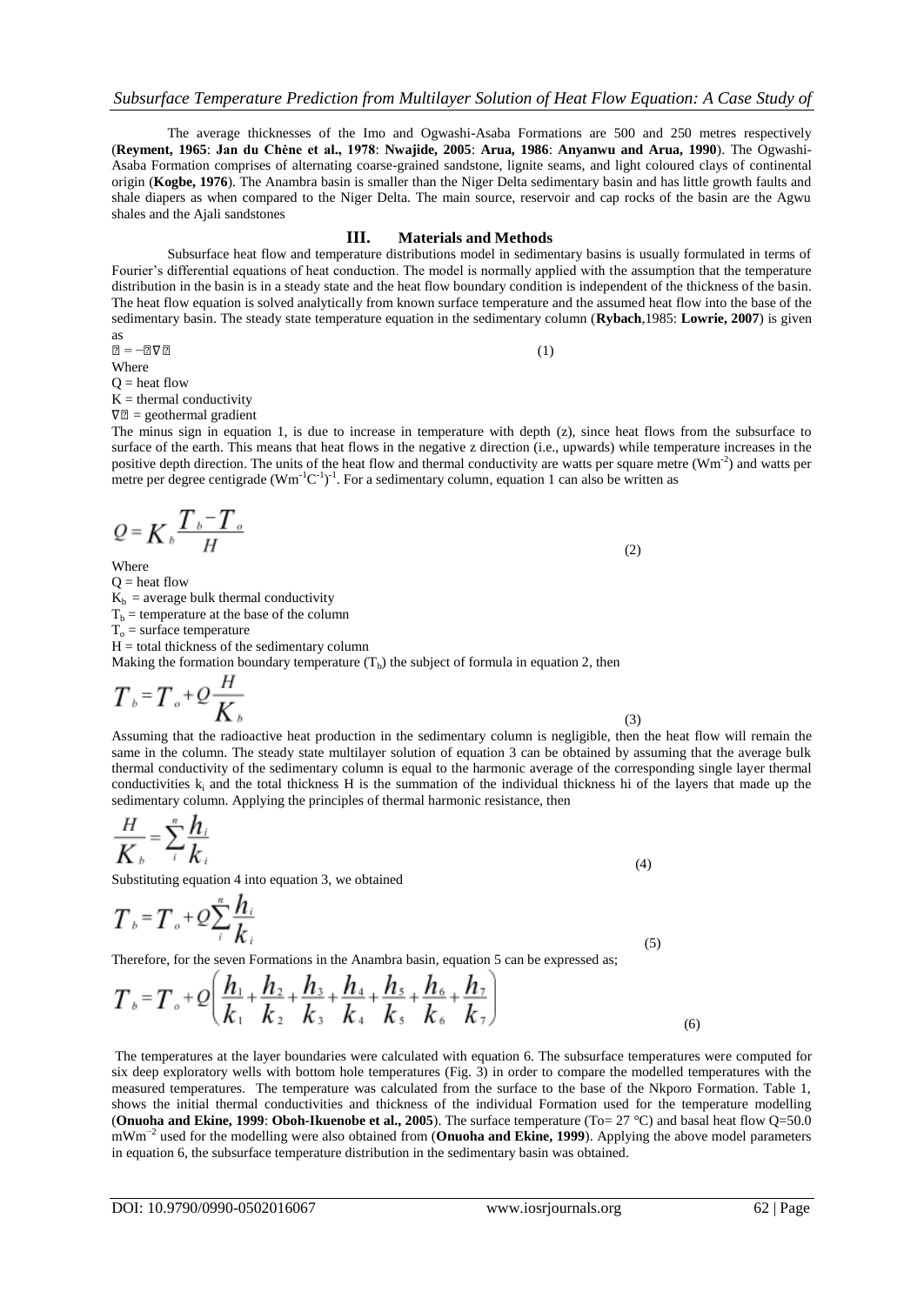The average thicknesses of the Imo and Ogwashi-Asaba Formations are 500 and 250 metres respectively (**Reyment, 1965**: **Jan du Chêne et al., 1978**: **Nwajide, 2005**: **Arua, 1986**: **Anyanwu and Arua, 1990**). The Ogwashi-Asaba Formation comprises of alternating coarse-grained sandstone, lignite seams, and light coloured clays of continental origin (**Kogbe, 1976**). The Anambra basin is smaller than the Niger Delta sedimentary basin and has little growth faults and shale diapers as when compared to the Niger Delta. The main source, reservoir and cap rocks of the basin are the Agwu shales and the Ajali sandstones

## III. Materials and Methods

Subsurface heat flow and temperature distributions model in sedimentary basins is usually formulated in terms of Fourier's differential equations of heat conduction. The model is normally applied with the assumption that the temperature distribution in the basin is in a steady state and the heat flow boundary condition is independent of the thickness of the basin. The heat flow equation is solved analytically from known surface temperature and the assumed heat flow into the base of the sedimentary basin. The steady state temperature equation in the sedimentary column (**Rybach**,1985: **Lowrie, 2007**) is given as

$$Q = -K\nabla T \quad (1)$$

Where

$Q$ = heat flow

$K$ = thermal conductivity

$\nabla T$ = geothermal gradient

The minus sign in equation 1, is due to increase in temperature with depth (z), since heat flows from the subsurface to surface of the earth. This means that heat flows in the negative z direction (i.e., upwards) while temperature increases in the positive depth direction. The units of the heat flow and thermal conductivity are watts per square metre ($Wm^{-2}$) and watts per metre per degree centigrade $(Wm^{-1}C^{-1})^{-1}$. For a sedimentary column, equation 1 can also be written as

$$Q = K_b \frac{T_b - T_o}{H} \quad (2)$$

Where

$Q$ = heat flow

$K_b$ = average bulk thermal conductivity

$T_b$ = temperature at the base of the column

$T_o$ = surface temperature

$H$ = total thickness of the sedimentary column

Making the formation boundary temperature ($T_b$) the subject of formula in equation 2, then

$$T_b = T_o + Q\frac{H}{K_b} \quad (3)$$

Assuming that the radioactive heat production in the sedimentary column is negligible, then the heat flow will remain the same in the column. The steady state multilayer solution of equation 3 can be obtained by assuming that the average bulk thermal conductivity of the sedimentary column is equal to the harmonic average of the corresponding single layer thermal conductivities $k_i$ and the total thickness H is the summation of the individual thickness hi of the layers that made up the sedimentary column. Applying the principles of thermal harmonic resistance, then

$$\frac{H}{K_b} = \sum_i^n \frac{h_i}{k_i} \quad (4)$$

Substituting equation 4 into equation 3, we obtained

$$T_b = T_o + Q\sum_i^n \frac{h_i}{k_i} \quad (5)$$

Therefore, for the seven Formations in the Anambra basin, equation 5 can be expressed as;

$$T_b = T_o + Q\left(\frac{h_1}{k_1} + \frac{h_2}{k_2} + \frac{h_3}{k_3} + \frac{h_4}{k_4} + \frac{h_5}{k_5} + \frac{h_6}{k_6} + \frac{h_7}{k_7}\right) \quad (6)$$

The temperatures at the layer boundaries were calculated with equation 6. The subsurface temperatures were computed for six deep exploratory wells with bottom hole temperatures (Fig. 3) in order to compare the modelled temperatures with the measured temperatures. The temperature was calculated from the surface to the base of the Nkporo Formation. Table 1, shows the initial thermal conductivities and thickness of the individual Formation used for the temperature modelling (**Onuoha and Ekine, 1999**: **Oboh-Ikuenobe et al., 2005**). The surface temperature (To= 27 °C) and basal heat flow Q=50.0 $mWm^{-2}$ used for the modelling were also obtained from (**Onuoha and Ekine, 1999**). Applying the above model parameters in equation 6, the subsurface temperature distribution in the sedimentary basin was obtained.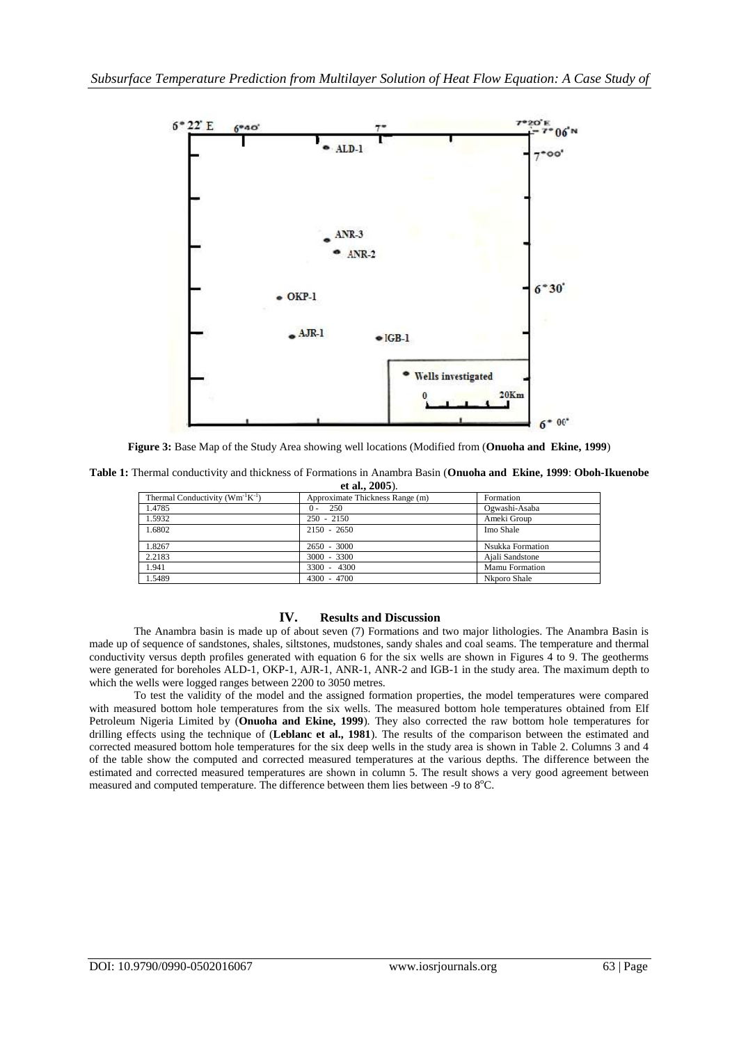**Figure 3:** Base Map of the Study Area showing well locations (Modified from (**Onuoha and Ekine, 1999**)

**Table 1:** Thermal conductivity and thickness of Formations in Anambra Basin (**Onuoha and Ekine, 1999**: **Oboh-Ikuenobe et al., 2005**).

| Thermal Conductivity ($Wm^{-1}K^{-1}$) | Approximate Thickness Range (m) | Formation |
|---|---|---|
| 1.4785 | 0 - 250 | Ogwashi-Asaba |
| 1.5932 | 250 - 2150 | Ameki Group |
| 1.6802 | 2150 - 2650 | Imo Shale |
| 1.8267 | 2650 - 3000 | Nsukka Formation |
| 2.2183 | 3000 - 3300 | Ajali Sandstone |
| 1.941 | 3300 - 4300 | Mamu Formation |
| 1.5489 | 4300 - 4700 | Nkporo Shale |

## IV. Results and Discussion

The Anambra basin is made up of about seven (7) Formations and two major lithologies. The Anambra Basin is made up of sequence of sandstones, shales, siltstones, mudstones, sandy shales and coal seams. The temperature and thermal conductivity versus depth profiles generated with equation 6 for the six wells are shown in Figures 4 to 9. The geotherms were generated for boreholes ALD-1, OKP-1, AJR-1, ANR-1, ANR-2 and IGB-1 in the study area. The maximum depth to which the wells were logged ranges between 2200 to 3050 metres.

To test the validity of the model and the assigned formation properties, the model temperatures were compared with measured bottom hole temperatures from the six wells. The measured bottom hole temperatures obtained from Elf Petroleum Nigeria Limited by (**Onuoha and Ekine, 1999**). They also corrected the raw bottom hole temperatures for drilling effects using the technique of (**Leblanc et al., 1981**). The results of the comparison between the estimated and corrected measured bottom hole temperatures for the six deep wells in the study area is shown in Table 2. Columns 3 and 4 of the table show the computed and corrected measured temperatures at the various depths. The difference between the estimated and corrected measured temperatures are shown in column 5. The result shows a very good agreement between measured and computed temperature. The difference between them lies between -9 to 8°C.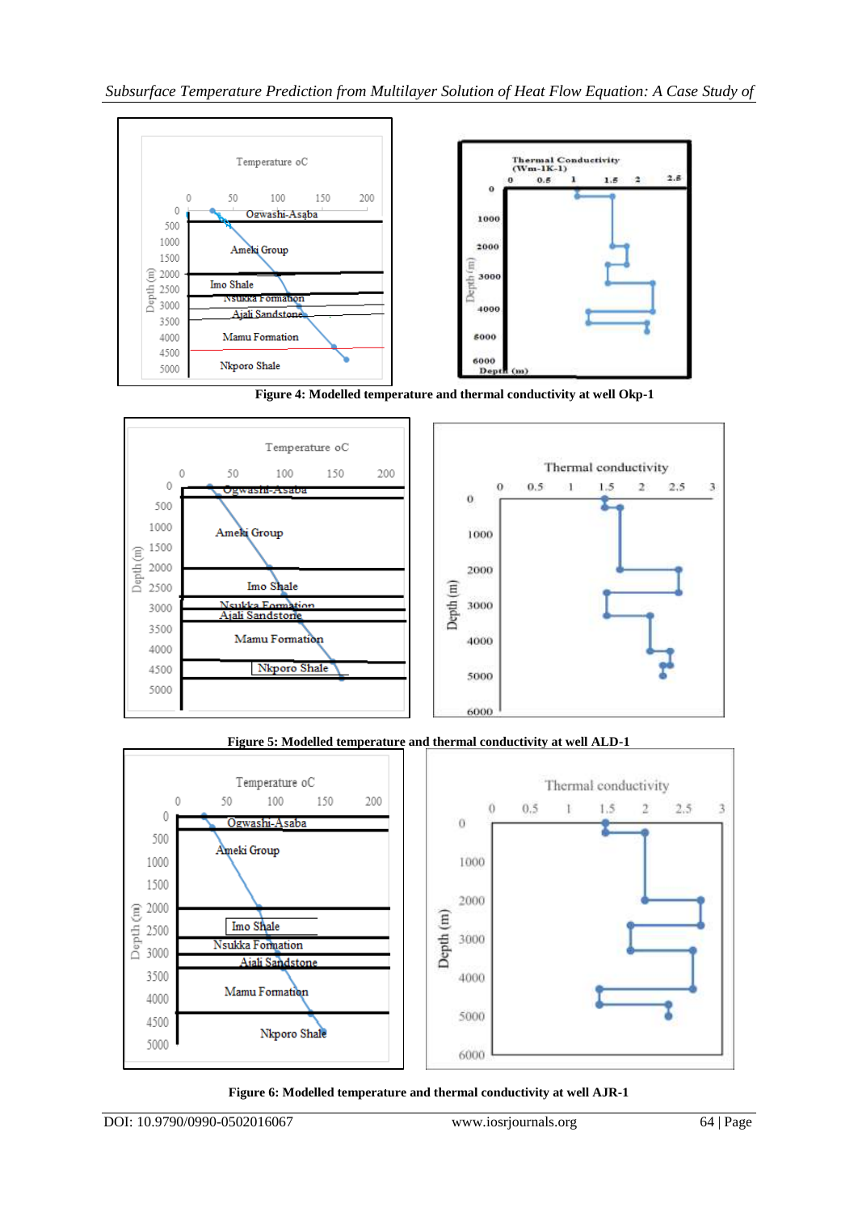Figure 4: Modelled temperature and thermal conductivity at well Okp-1

Figure 5: Modelled temperature and thermal conductivity at well ALD-1

Figure 6: Modelled temperature and thermal conductivity at well AJR-1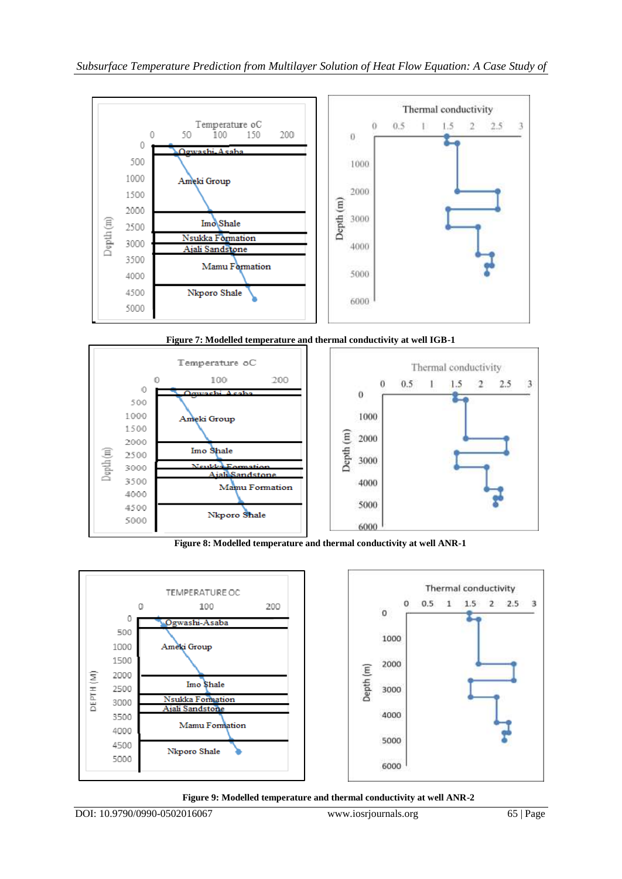**Figure 7: Modelled temperature and thermal conductivity at well IGB-1**

**Figure 8: Modelled temperature and thermal conductivity at well ANR-1**

**Figure 9: Modelled temperature and thermal conductivity at well ANR-2**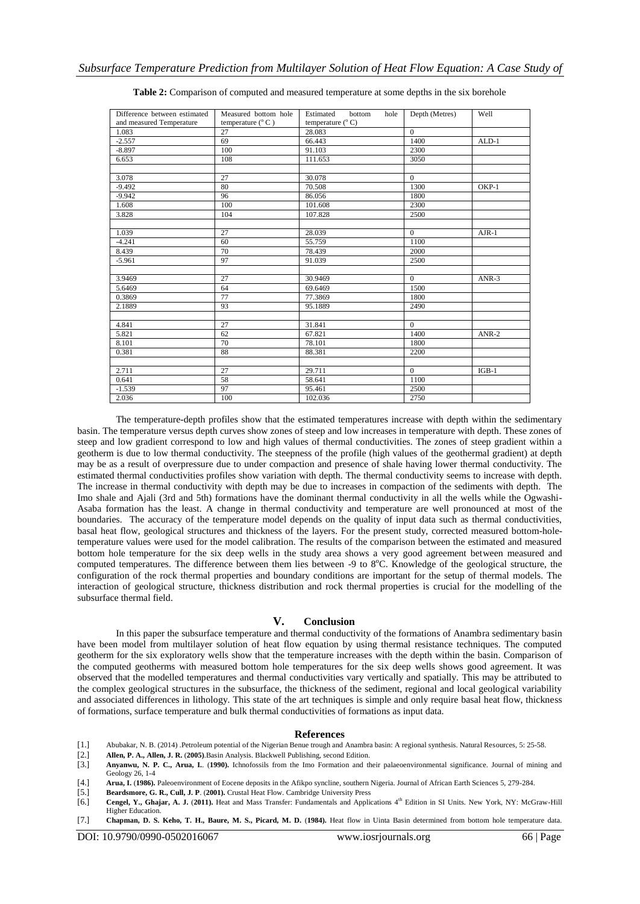**Table 2:** Comparison of computed and measured temperature at some depths in the six borehole

| Difference between estimated and measured Temperature | Measured bottom hole temperature (°C) | Estimated bottom hole temperature (°C) | Depth (Metres) | Well |
|---|---|---|---|---|
| 1.083 | 27 | 28.083 | 0 | |
| -2.557 | 69 | 66.443 | 1400 | ALD-1 |
| -8.897 | 100 | 91.103 | 2300 | |
| 6.653 | 108 | 111.653 | 3050 | |
| | | | | |
| 3.078 | 27 | 30.078 | 0 | |
| -9.492 | 80 | 70.508 | 1300 | OKP-1 |
| -9.942 | 96 | 86.056 | 1800 | |
| 1.608 | 100 | 101.608 | 2300 | |
| 3.828 | 104 | 107.828 | 2500 | |
| | | | | |
| 1.039 | 27 | 28.039 | 0 | AJR-1 |
| -4.241 | 60 | 55.759 | 1100 | |
| 8.439 | 70 | 78.439 | 2000 | |
| -5.961 | 97 | 91.039 | 2500 | |
| | | | | |
| 3.9469 | 27 | 30.9469 | 0 | ANR-3 |
| 5.6469 | 64 | 69.6469 | 1500 | |
| 0.3869 | 77 | 77.3869 | 1800 | |
| 2.1889 | 93 | 95.1889 | 2490 | |
| | | | | |
| 4.841 | 27 | 31.841 | 0 | |
| 5.821 | 62 | 67.821 | 1400 | ANR-2 |
| 8.101 | 70 | 78.101 | 1800 | |
| 0.381 | 88 | 88.381 | 2200 | |
| | | | | |
| 2.711 | 27 | 29.711 | 0 | IGB-1 |
| 0.641 | 58 | 58.641 | 1100 | |
| -1.539 | 97 | 95.461 | 2500 | |
| 2.036 | 100 | 102.036 | 2750 | |

The temperature-depth profiles show that the estimated temperatures increase with depth within the sedimentary basin. The temperature versus depth curves show zones of steep and low increases in temperature with depth. These zones of steep and low gradient correspond to low and high values of thermal conductivities. The zones of steep gradient within a geotherm is due to low thermal conductivity. The steepness of the profile (high values of the geothermal gradient) at depth may be as a result of overpressure due to under compaction and presence of shale having lower thermal conductivity. The estimated thermal conductivities profiles show variation with depth. The thermal conductivity seems to increase with depth. The increase in thermal conductivity with depth may be due to increases in compaction of the sediments with depth. The Imo shale and Ajali (3rd and 5th) formations have the dominant thermal conductivity in all the wells while the Ogwashi-Asaba formation has the least. A change in thermal conductivity and temperature are well pronounced at most of the boundaries. The accuracy of the temperature model depends on the quality of input data such as thermal conductivities, basal heat flow, geological structures and thickness of the layers. For the present study, corrected measured bottom-hole-temperature values were used for the model calibration. The results of the comparison between the estimated and measured bottom hole temperature for the six deep wells in the study area shows a very good agreement between measured and computed temperatures. The difference between them lies between -9 to 8°C. Knowledge of the geological structure, the configuration of the rock thermal properties and boundary conditions are important for the setup of thermal models. The interaction of geological structure, thickness distribution and rock thermal properties is crucial for the modelling of the subsurface thermal field.

## V. Conclusion

In this paper the subsurface temperature and thermal conductivity of the formations of Anambra sedimentary basin have been model from multilayer solution of heat flow equation by using thermal resistance techniques. The computed geotherm for the six exploratory wells show that the temperature increases with the depth within the basin. Comparison of the computed geotherms with measured bottom hole temperatures for the six deep wells shows good agreement. It was observed that the modelled temperatures and thermal conductivities vary vertically and spatially. This may be attributed to the complex geological structures in the subsurface, the thickness of the sediment, regional and local geological variability and associated differences in lithology. This state of the art techniques is simple and only require basal heat flow, thickness of formations, surface temperature and bulk thermal conductivities of formations as input data.

## References

[1.] Abubakar, N. B. (2014) .Petroleum potential of the Nigerian Benue trough and Anambra basin: A regional synthesis. Natural Resources, 5: 25-58.

[2.] **Allen, P. A., Allen, J. R.** (**2005)**.Basin Analysis. Blackwell Publishing, second Edition.

[3.] **Anyanwu, N. P. C., Arua, I.**. (**1990).** Ichnofossils from the Imo Formation and their palaeoenvironmental significance. Journal of mining and Geology 26, 1-4

[4.] **Arua, I.** (**1986).** Paleoenvironment of Eocene deposits in the Afikpo syncline, southern Nigeria. Journal of African Earth Sciences 5, 279-284.

[5.] **Beardsmore, G. R., Cull, J. P**. (**2001).** Crustal Heat Flow. Cambridge University Press

[6.] **Cengel, Y., Ghajar, A. J.** (**2011).** Heat and Mass Transfer: Fundamentals and Applications 4th Edition in SI Units. New York, NY: McGraw-Hill Higher Education.

[7.] **Chapman, D. S. Keho, T. H., Baure, M. S., Picard, M. D.** (**1984).** Heat flow in Uinta Basin determined from bottom hole temperature data.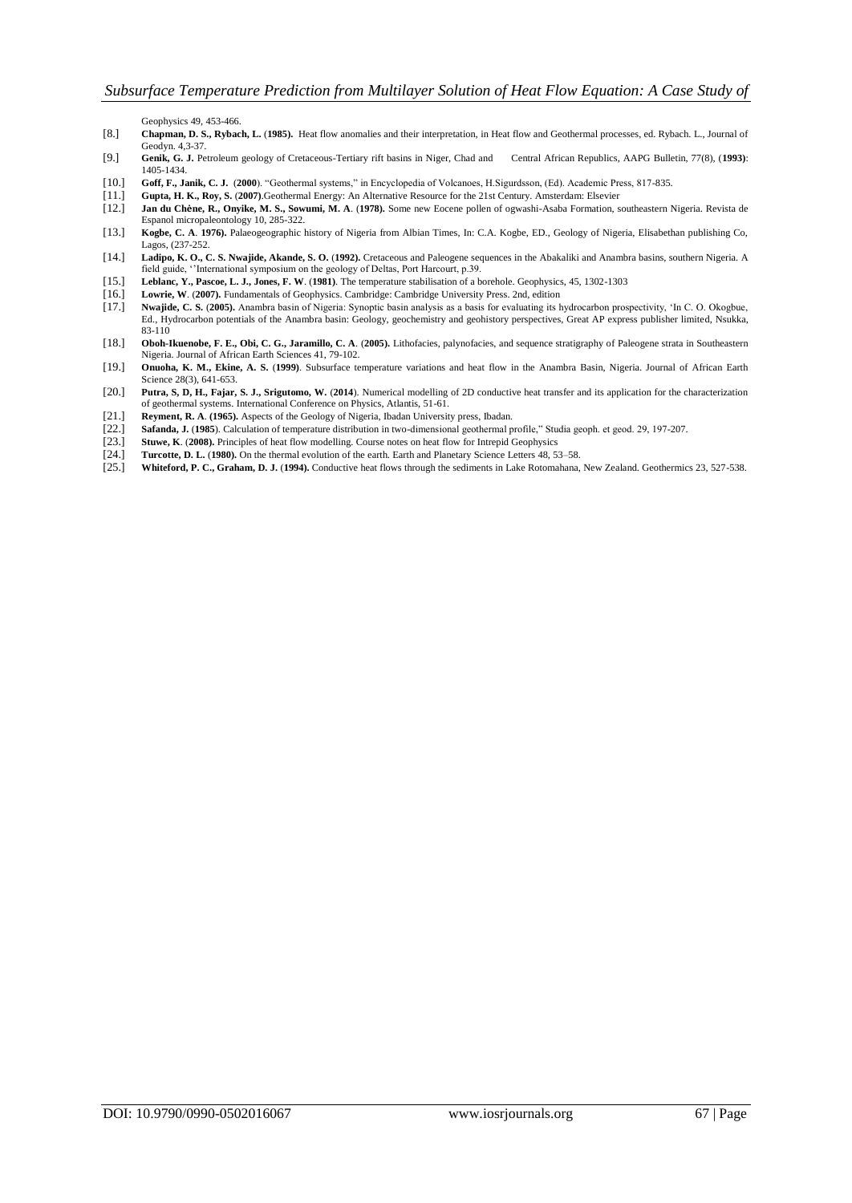Geophysics 49, 453-466.

[8.] **Chapman, D. S., Rybach, L.** (**1985**). Heat flow anomalies and their interpretation, in Heat flow and Geothermal processes, ed. Rybach. L., Journal of Geodyn. 4,3-37.

[9.] **Genik, G. J.** Petroleum geology of Cretaceous-Tertiary rift basins in Niger, Chad and Central African Republics, AAPG Bulletin, 77(8), (**1993**): 1405-1434.

[10.] **Goff, F., Janik, C. J.** (**2000**). "Geothermal systems," in Encyclopedia of Volcanoes, H.Sigurdsson, (Ed). Academic Press, 817-835.

[11.] **Gupta, H. K., Roy, S.** (**2007**).Geothermal Energy: An Alternative Resource for the 21st Century. Amsterdam: Elsevier

[12.] **Jan du Chêne, R., Onyike, M. S., Sowumi, M. A**. (**1978).** Some new Eocene pollen of ogwashi-Asaba Formation, southeastern Nigeria. Revista de Espanol micropaleontology 10, 285-322.

[13.] **Kogbe, C. A**. **1976).** Palaeogeographic history of Nigeria from Albian Times, In: C.A. Kogbe, ED., Geology of Nigeria, Elisabethan publishing Co, Lagos, (237-252.

[14.] **Ladipo, K. O., C. S. Nwajide, Akande, S. O.** (**1992).** Cretaceous and Paleogene sequences in the Abakaliki and Anambra basins, southern Nigeria. A field guide, ''International symposium on the geology of Deltas, Port Harcourt, p.39.

[15.] **Leblanc, Y., Pascoe, L. J., Jones, F. W**. (**1981)**. The temperature stabilisation of a borehole. Geophysics, 45, 1302-1303

[16.] **Lowrie, W**. (**2007).** Fundamentals of Geophysics. Cambridge: Cambridge University Press. 2nd, edition

[17.] **Nwajide, C. S.** (**2005).** Anambra basin of Nigeria: Synoptic basin analysis as a basis for evaluating its hydrocarbon prospectivity, 'In C. O. Okogbue, Ed., Hydrocarbon potentials of the Anambra basin: Geology, geochemistry and geohistory perspectives, Great AP express publisher limited, Nsukka, 83-110

[18.] **Oboh-Ikuenobe, F. E., Obi, C. G., Jaramillo, C. A**. (**2005).** Lithofacies, palynofacies, and sequence stratigraphy of Paleogene strata in Southeastern Nigeria. Journal of African Earth Sciences 41, 79-102.

[19.] **Onuoha, K. M., Ekine, A. S.** (**1999)**. Subsurface temperature variations and heat flow in the Anambra Basin, Nigeria. Journal of African Earth Science 28(3), 641-653.

[20.] **Putra, S, D, H., Fajar, S. J., Srigutomo, W.** (**2014**). Numerical modelling of 2D conductive heat transfer and its application for the characterization of geothermal systems. International Conference on Physics, Atlantis, 51-61.

[21.] **Reyment, R. A**. **(1965).** Aspects of the Geology of Nigeria, Ibadan University press, Ibadan.

[22.] **Safanda, J.** (**1985**). Calculation of temperature distribution in two-dimensional geothermal profile," Studia geoph. et geod. 29, 197-207.

[23.] **Stuwe, K**. (**2008).** Principles of heat flow modelling. Course notes on heat flow for Intrepid Geophysics

[24.] **Turcotte, D. L.** (**1980).** On the thermal evolution of the earth. Earth and Planetary Science Letters 48, 53–58.

[25.] **Whiteford, P. C., Graham, D. J.** (**1994).** Conductive heat flows through the sediments in Lake Rotomahana, New Zealand. Geothermics 23, 527-538.